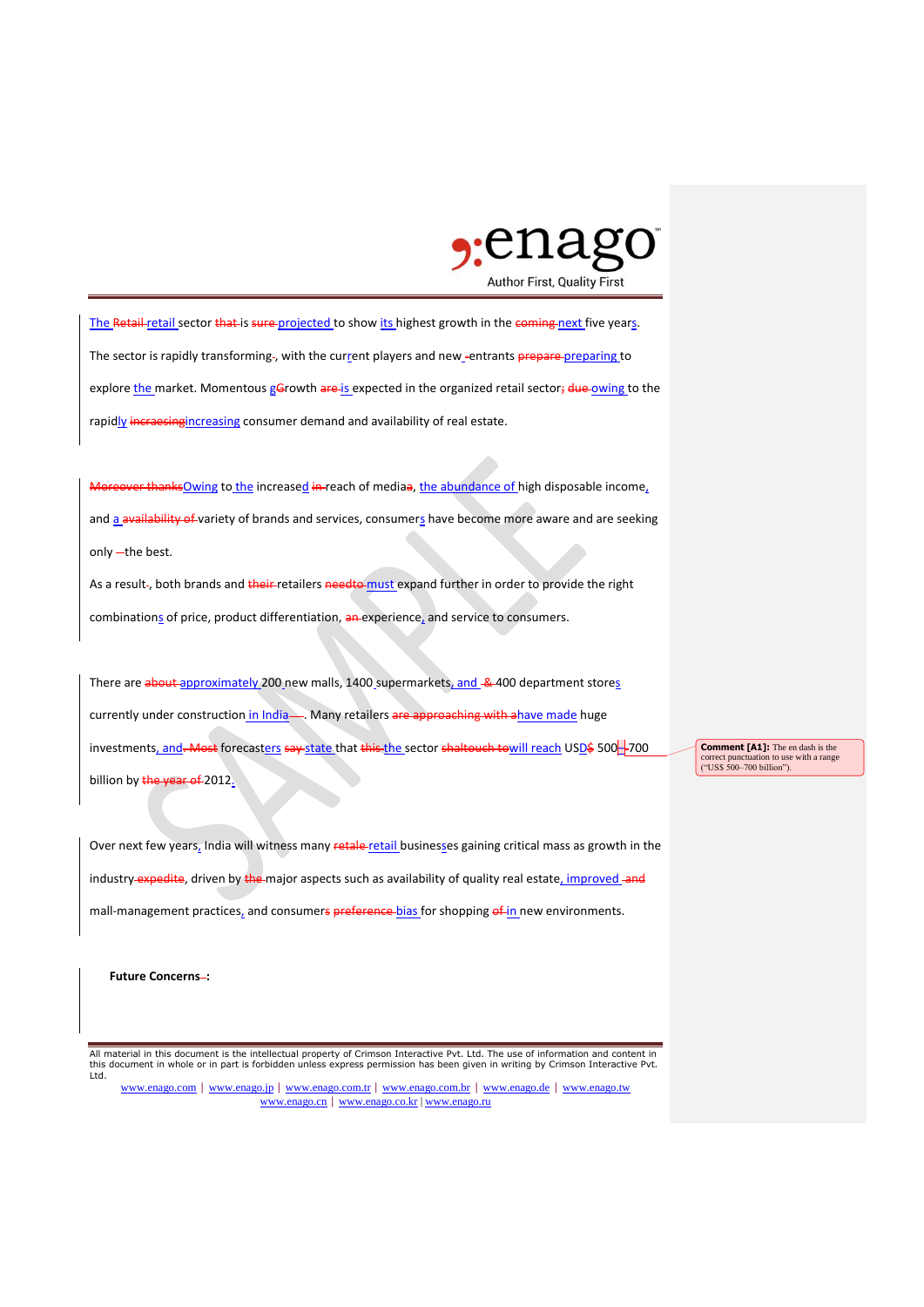The ~~Retail~~ retail sector ~~that~~ is ~~sure~~ projected to show its highest growth in the ~~coming~~ next five years. The sector is rapidly transforming~~.~~, with the current players and new ~~-~~entrants ~~prepare~~ preparing to explore the market. Momentous g~~G~~rowth ~~are~~ is expected in the organized retail sector~~;~~ ~~due~~ owing to the rapidly ~~increasing~~increasing consumer demand and availability of real estate.

~~Moreover thanks~~Owing to the increased ~~in~~ reach of media~~a~~, the abundance of high disposable income, and a ~~availability of~~ variety of brands and services, consumers have become more aware and are seeking only ~~–~~the best.

As a result~~.~~, both brands and ~~their~~ retailers ~~needto~~ must expand further in order to provide the right combinations of price, product differentiation, ~~an~~ experience, and service to consumers.

There are ~~about~~ approximately 200 new malls, 1400 supermarkets, and ~~&~~ 400 department stores currently under construction in India~~—~~. Many retailers ~~are approaching with a~~have made huge investments, and~~. Most~~ forecasters ~~say~~ state that ~~this~~ the sector ~~shaltouch to~~will reach USD~~$~~ 500–700 billion by ~~the year of~~ 2012.

Over next few years, India will witness many ~~retale~~ retail businesses gaining critical mass as growth in the industry ~~expedite~~, driven by ~~the~~ major aspects such as availability of quality real estate, improved ~~and~~ mall-management practices, and consumers ~~preference~~ bias for shopping ~~of~~ in new environments.

**Future Concerns~~–~~:**

> **Comment [A1]:** The en dash is the correct punctuation to use with a range ("US$ 500–700 billion").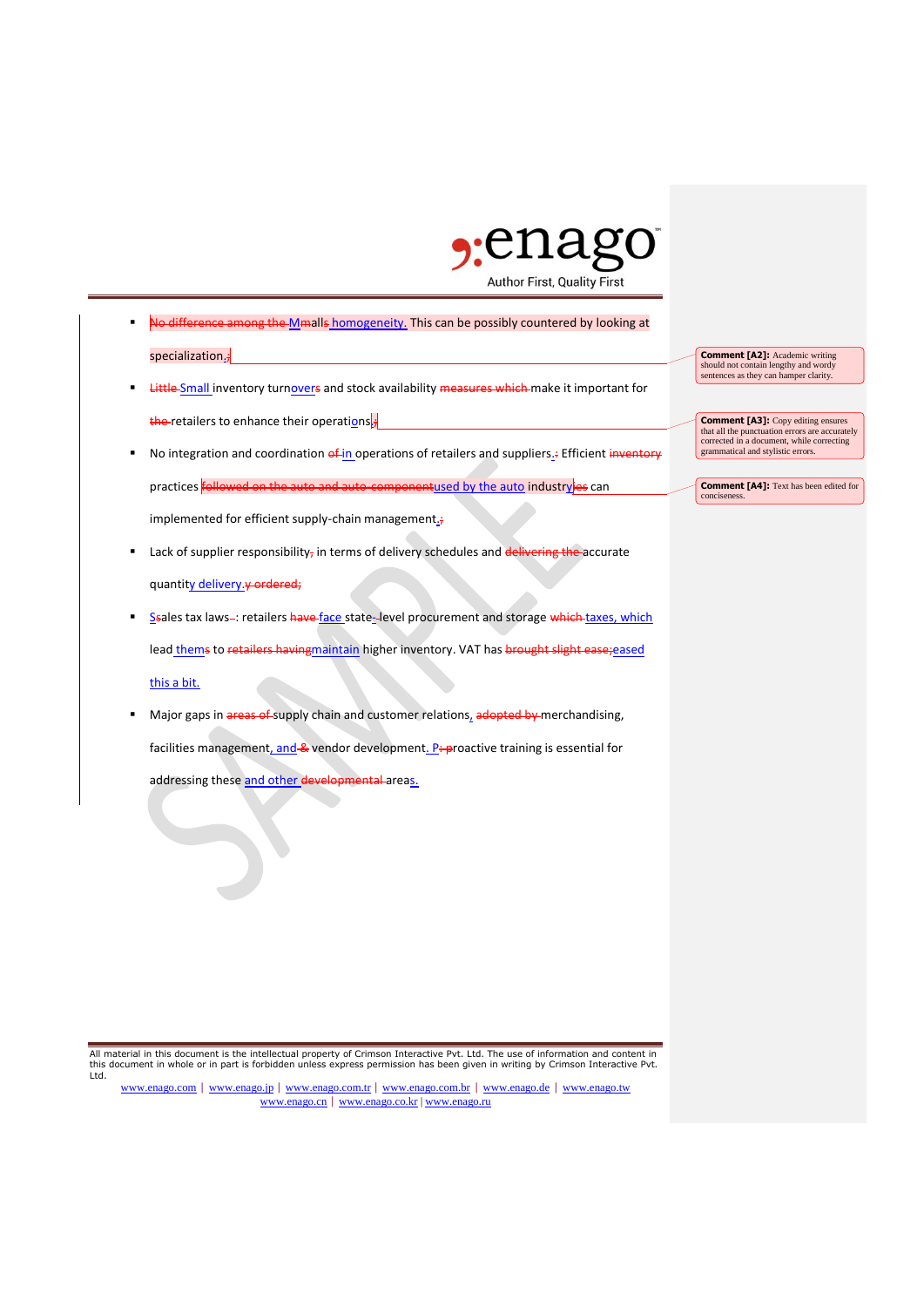- ~~No difference among the~~ M~~m~~all~~s~~ homogeneity. This can be possibly countered by looking at specialization.~~;~~
- ~~Little~~ Small inventory turnovers and stock availability ~~measures which~~ make it important for ~~the~~ retailers to enhance their operations~~;~~
- No integration and coordination ~~of~~ in operations of retailers and suppliers.~~;~~ Efficient ~~inventory~~ practices ~~followed on the auto and auto-component~~used by the auto industry~~ies~~ can implemented for efficient supply-chain management.~~;~~
- Lack of supplier responsibility~~,~~ in terms of delivery schedules and ~~delivering the~~ accurate quantity delivery.~~y ordered;~~
- S~~s~~ales tax laws~~-~~: retailers ~~have~~ face state-level procurement and storage ~~which~~ taxes, which lead them~~s~~ to ~~retailers having~~maintain higher inventory. VAT has ~~brought slight ease;~~eased this a bit.
- Major gaps in ~~areas of~~ supply chain and customer relations, ~~adopted by~~ merchandising, facilities management, and ~~&~~ vendor development. P~~;~~ ~~p~~roactive training is essential for addressing these and other ~~developmental~~ areas.

**Comment [A2]:** Academic writing should not contain lengthy and wordy sentences as they can hamper clarity.

**Comment [A3]:** Copy editing ensures that all the punctuation errors are accurately corrected in a document, while correcting grammatical and stylistic errors.

**Comment [A4]:** Text has been edited for conciseness.